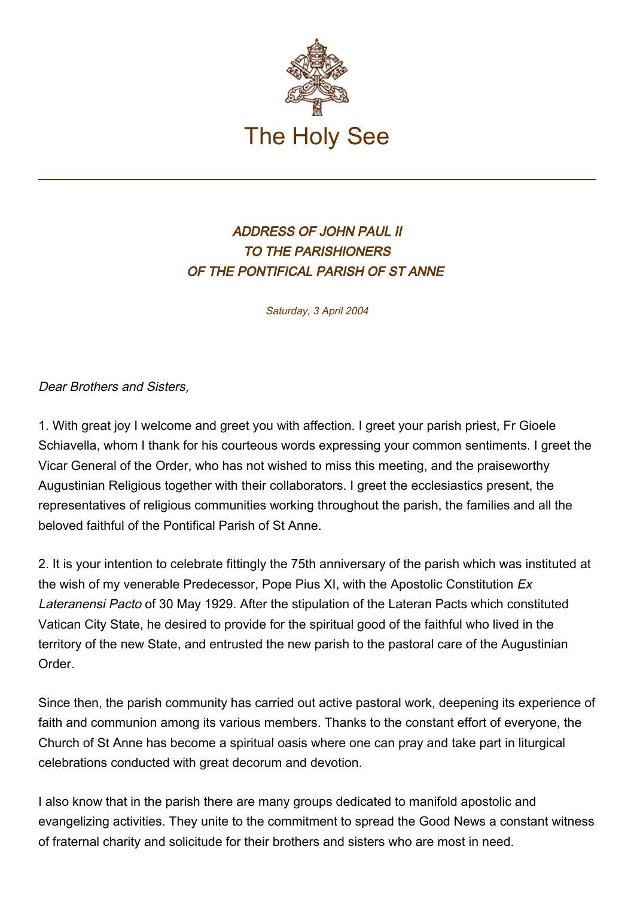The Holy See

# ADDRESS OF JOHN PAUL II TO THE PARISHIONERS OF THE PONTIFICAL PARISH OF ST ANNE

*Saturday, 3 April 2004*

*Dear Brothers and Sisters,*

1. With great joy I welcome and greet you with affection. I greet your parish priest, Fr Gioele Schiavella, whom I thank for his courteous words expressing your common sentiments. I greet the Vicar General of the Order, who has not wished to miss this meeting, and the praiseworthy Augustinian Religious together with their collaborators. I greet the ecclesiastics present, the representatives of religious communities working throughout the parish, the families and all the beloved faithful of the Pontifical Parish of St Anne.

2. It is your intention to celebrate fittingly the 75th anniversary of the parish which was instituted at the wish of my venerable Predecessor, Pope Pius XI, with the Apostolic Constitution *Ex Lateranensi Pacto* of 30 May 1929. After the stipulation of the Lateran Pacts which constituted Vatican City State, he desired to provide for the spiritual good of the faithful who lived in the territory of the new State, and entrusted the new parish to the pastoral care of the Augustinian Order.

Since then, the parish community has carried out active pastoral work, deepening its experience of faith and communion among its various members. Thanks to the constant effort of everyone, the Church of St Anne has become a spiritual oasis where one can pray and take part in liturgical celebrations conducted with great decorum and devotion.

I also know that in the parish there are many groups dedicated to manifold apostolic and evangelizing activities. They unite to the commitment to spread the Good News a constant witness of fraternal charity and solicitude for their brothers and sisters who are most in need.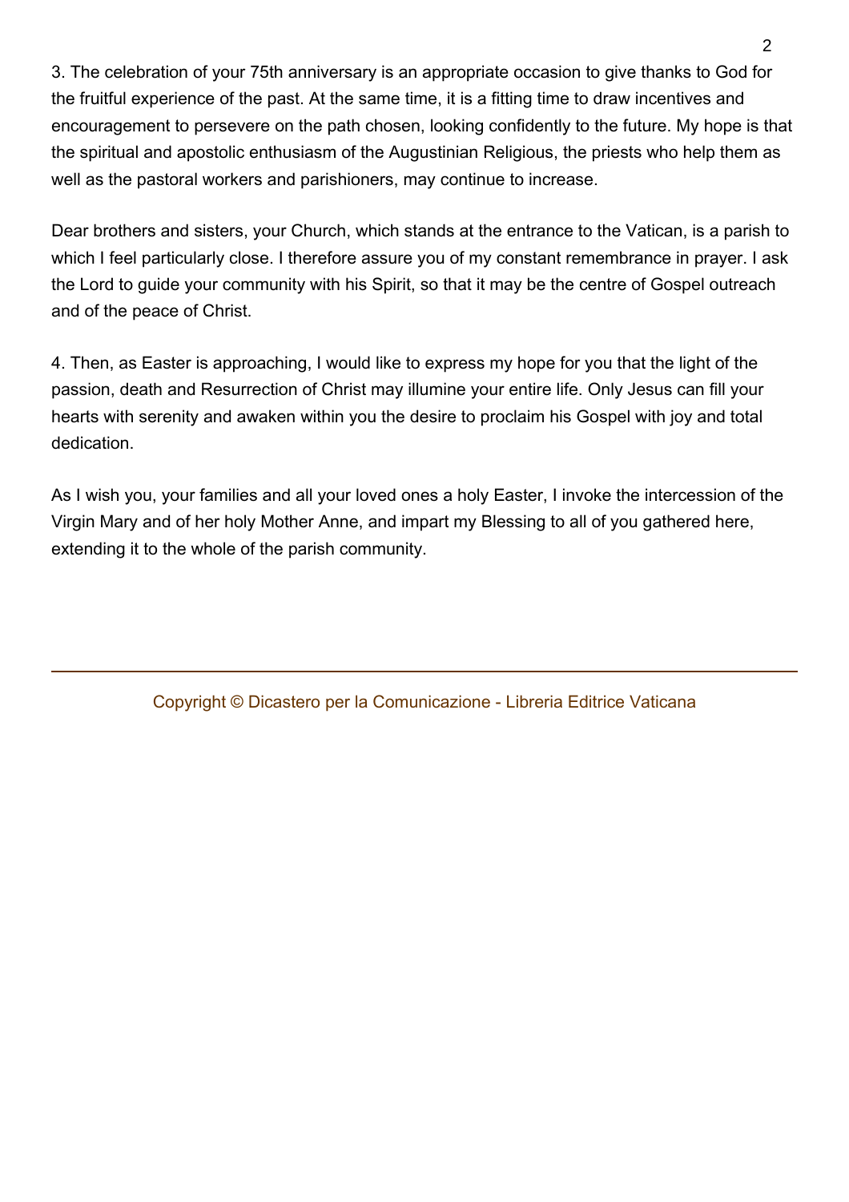3. The celebration of your 75th anniversary is an appropriate occasion to give thanks to God for the fruitful experience of the past. At the same time, it is a fitting time to draw incentives and encouragement to persevere on the path chosen, looking confidently to the future. My hope is that the spiritual and apostolic enthusiasm of the Augustinian Religious, the priests who help them as well as the pastoral workers and parishioners, may continue to increase.

Dear brothers and sisters, your Church, which stands at the entrance to the Vatican, is a parish to which I feel particularly close. I therefore assure you of my constant remembrance in prayer. I ask the Lord to guide your community with his Spirit, so that it may be the centre of Gospel outreach and of the peace of Christ.

4. Then, as Easter is approaching, I would like to express my hope for you that the light of the passion, death and Resurrection of Christ may illumine your entire life. Only Jesus can fill your hearts with serenity and awaken within you the desire to proclaim his Gospel with joy and total dedication.

As I wish you, your families and all your loved ones a holy Easter, I invoke the intercession of the Virgin Mary and of her holy Mother Anne, and impart my Blessing to all of you gathered here, extending it to the whole of the parish community.

---

Copyright © Dicastero per la Comunicazione - Libreria Editrice Vaticana